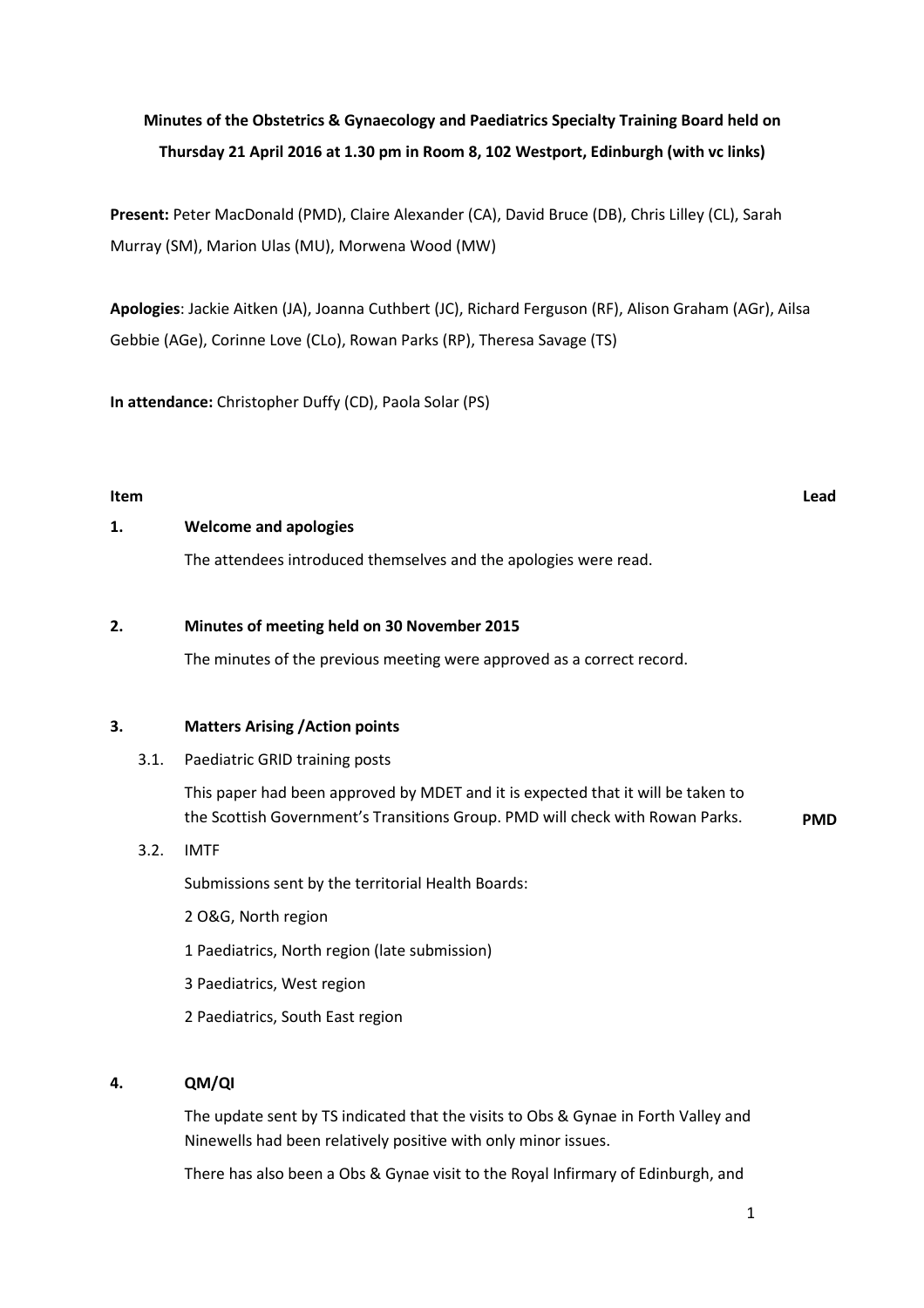**Minutes of the Obstetrics & Gynaecology and Paediatrics Specialty Training Board held on Thursday 21 April 2016 at 1.30 pm in Room 8, 102 Westport, Edinburgh (with vc links)**

**Present:** Peter MacDonald (PMD), Claire Alexander (CA), David Bruce (DB), Chris Lilley (CL), Sarah Murray (SM), Marion Ulas (MU), Morwena Wood (MW)

**Apologies**: Jackie Aitken (JA), Joanna Cuthbert (JC), Richard Ferguson (RF), Alison Graham (AGr), Ailsa Gebbie (AGe), Corinne Love (CLo), Rowan Parks (RP), Theresa Savage (TS)

**In attendance:** Christopher Duffy (CD), Paola Solar (PS)

| **Item** | | **Lead** |
|---|---|---|
| **1.** | **Welcome and apologies** | |
| | The attendees introduced themselves and the apologies were read. | |
| **2.** | **Minutes of meeting held on 30 November 2015** | |
| | The minutes of the previous meeting were approved as a correct record. | |
| **3.** | **Matters Arising /Action points** | |
| 3.1. | Paediatric GRID training posts | |
| | This paper had been approved by MDET and it is expected that it will be taken to the Scottish Government's Transitions Group. PMD will check with Rowan Parks. | **PMD** |
| 3.2. | IMTF | |
| | Submissions sent by the territorial Health Boards:<br>2 O&G, North region<br>1 Paediatrics, North region (late submission)<br>3 Paediatrics, West region<br>2 Paediatrics, South East region | |
| **4.** | **QM/QI** | |
| | The update sent by TS indicated that the visits to Obs & Gynae in Forth Valley and Ninewells had been relatively positive with only minor issues.<br>There has also been a Obs & Gynae visit to the Royal Infirmary of Edinburgh, and | |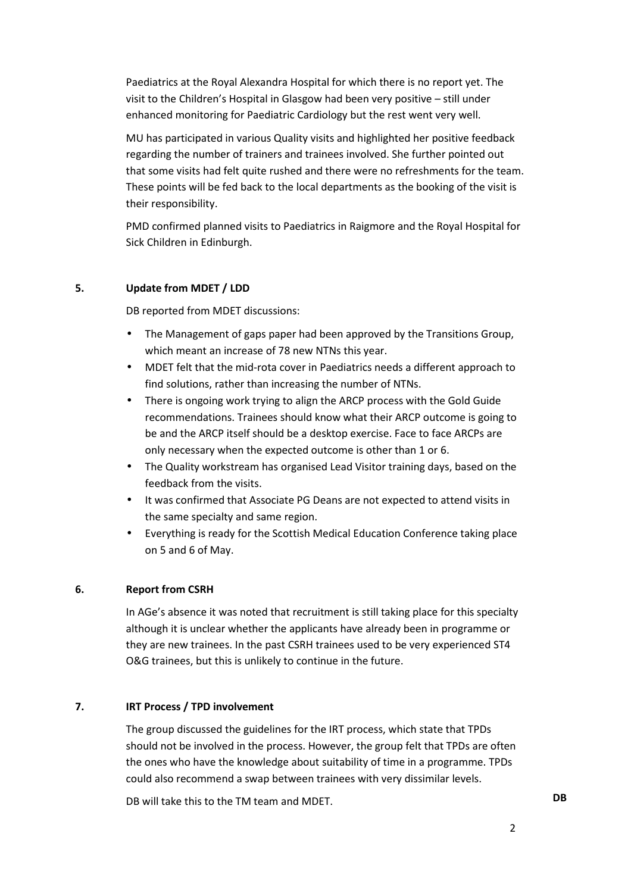Paediatrics at the Royal Alexandra Hospital for which there is no report yet. The visit to the Children's Hospital in Glasgow had been very positive – still under enhanced monitoring for Paediatric Cardiology but the rest went very well.

MU has participated in various Quality visits and highlighted her positive feedback regarding the number of trainers and trainees involved. She further pointed out that some visits had felt quite rushed and there were no refreshments for the team. These points will be fed back to the local departments as the booking of the visit is their responsibility.

PMD confirmed planned visits to Paediatrics in Raigmore and the Royal Hospital for Sick Children in Edinburgh.

**5. Update from MDET / LDD**

DB reported from MDET discussions:

- The Management of gaps paper had been approved by the Transitions Group, which meant an increase of 78 new NTNs this year.
- MDET felt that the mid-rota cover in Paediatrics needs a different approach to find solutions, rather than increasing the number of NTNs.
- There is ongoing work trying to align the ARCP process with the Gold Guide recommendations. Trainees should know what their ARCP outcome is going to be and the ARCP itself should be a desktop exercise. Face to face ARCPs are only necessary when the expected outcome is other than 1 or 6.
- The Quality workstream has organised Lead Visitor training days, based on the feedback from the visits.
- It was confirmed that Associate PG Deans are not expected to attend visits in the same specialty and same region.
- Everything is ready for the Scottish Medical Education Conference taking place on 5 and 6 of May.

**6. Report from CSRH**

In AGe's absence it was noted that recruitment is still taking place for this specialty although it is unclear whether the applicants have already been in programme or they are new trainees. In the past CSRH trainees used to be very experienced ST4 O&G trainees, but this is unlikely to continue in the future.

**7. IRT Process / TPD involvement**

The group discussed the guidelines for the IRT process, which state that TPDs should not be involved in the process. However, the group felt that TPDs are often the ones who have the knowledge about suitability of time in a programme. TPDs could also recommend a swap between trainees with very dissimilar levels.

DB will take this to the TM team and MDET. **DB**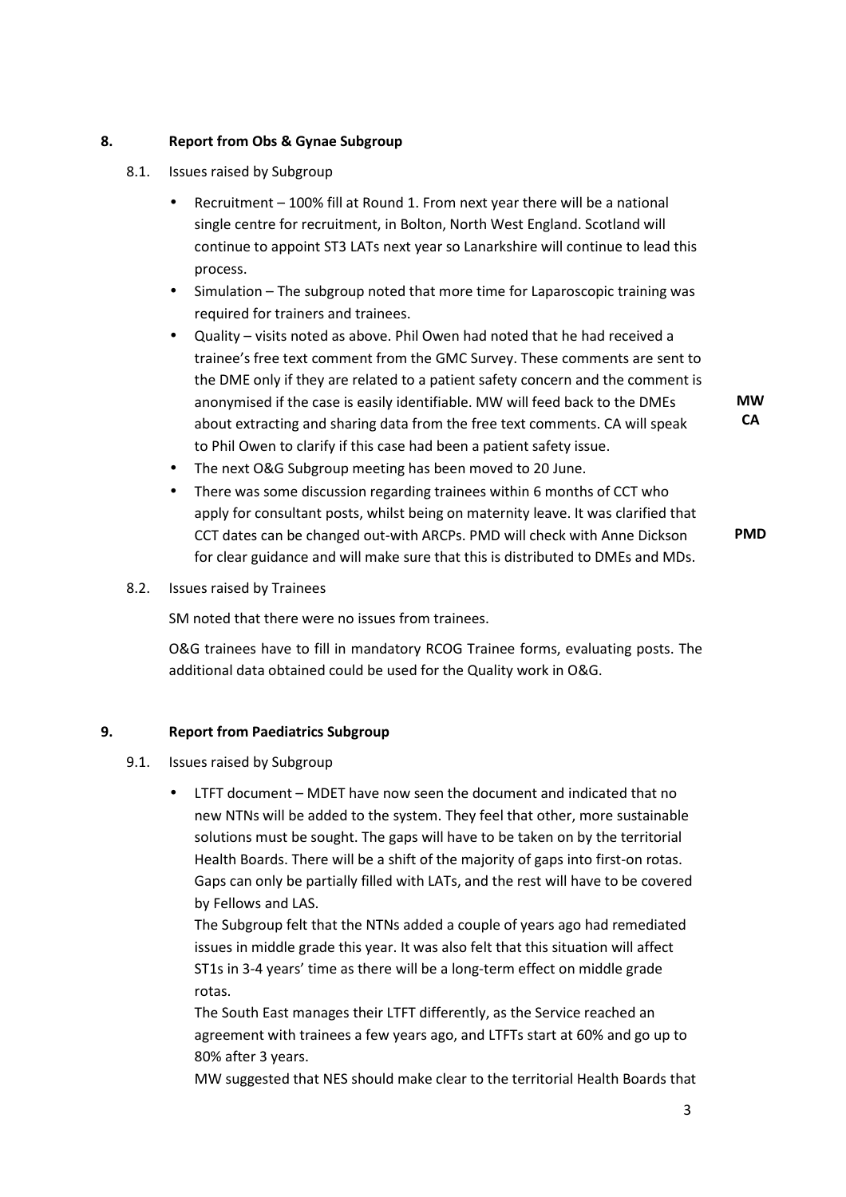## 8. Report from Obs & Gynae Subgroup

8.1. Issues raised by Subgroup

- Recruitment – 100% fill at Round 1. From next year there will be a national single centre for recruitment, in Bolton, North West England. Scotland will continue to appoint ST3 LATs next year so Lanarkshire will continue to lead this process.
- Simulation – The subgroup noted that more time for Laparoscopic training was required for trainers and trainees.
- Quality – visits noted as above. Phil Owen had noted that he had received a trainee's free text comment from the GMC Survey. These comments are sent to the DME only if they are related to a patient safety concern and the comment is anonymised if the case is easily identifiable. MW will feed back to the DMEs about extracting and sharing data from the free text comments. CA will speak to Phil Owen to clarify if this case had been a patient safety issue. **MW CA**
- The next O&G Subgroup meeting has been moved to 20 June.
- There was some discussion regarding trainees within 6 months of CCT who apply for consultant posts, whilst being on maternity leave. It was clarified that CCT dates can be changed out-with ARCPs. PMD will check with Anne Dickson for clear guidance and will make sure that this is distributed to DMEs and MDs. **PMD**

8.2. Issues raised by Trainees

SM noted that there were no issues from trainees.

O&G trainees have to fill in mandatory RCOG Trainee forms, evaluating posts. The additional data obtained could be used for the Quality work in O&G.

## 9. Report from Paediatrics Subgroup

9.1. Issues raised by Subgroup

- LTFT document – MDET have now seen the document and indicated that no new NTNs will be added to the system. They feel that other, more sustainable solutions must be sought. The gaps will have to be taken on by the territorial Health Boards. There will be a shift of the majority of gaps into first-on rotas. Gaps can only be partially filled with LATs, and the rest will have to be covered by Fellows and LAS.

  The Subgroup felt that the NTNs added a couple of years ago had remediated issues in middle grade this year. It was also felt that this situation will affect ST1s in 3-4 years' time as there will be a long-term effect on middle grade rotas.

  The South East manages their LTFT differently, as the Service reached an agreement with trainees a few years ago, and LTFTs start at 60% and go up to 80% after 3 years.

  MW suggested that NES should make clear to the territorial Health Boards that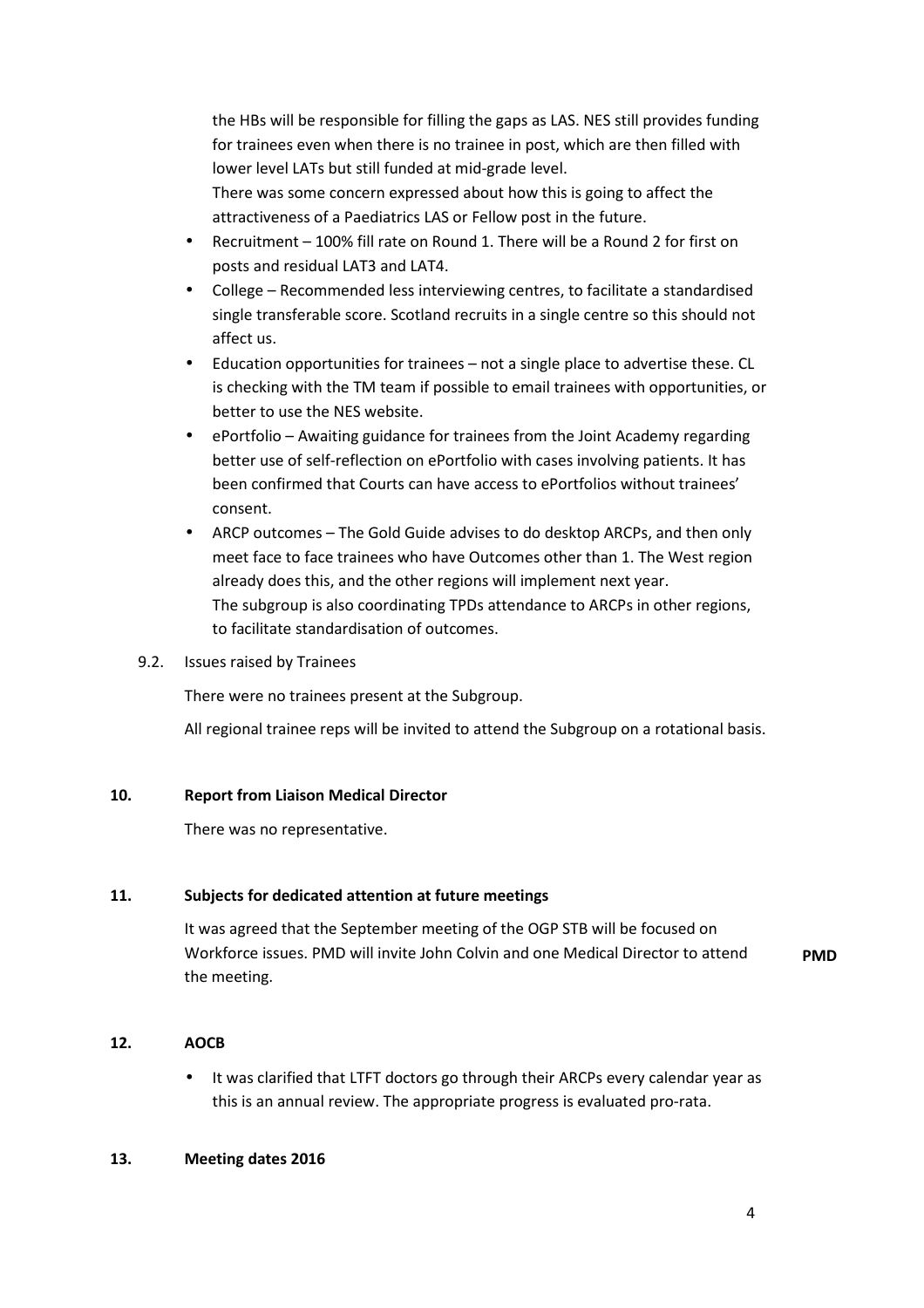the HBs will be responsible for filling the gaps as LAS. NES still provides funding for trainees even when there is no trainee in post, which are then filled with lower level LATs but still funded at mid-grade level.

There was some concern expressed about how this is going to affect the attractiveness of a Paediatrics LAS or Fellow post in the future.

- Recruitment – 100% fill rate on Round 1. There will be a Round 2 for first on posts and residual LAT3 and LAT4.
- College – Recommended less interviewing centres, to facilitate a standardised single transferable score. Scotland recruits in a single centre so this should not affect us.
- Education opportunities for trainees – not a single place to advertise these. CL is checking with the TM team if possible to email trainees with opportunities, or better to use the NES website.
- ePortfolio – Awaiting guidance for trainees from the Joint Academy regarding better use of self-reflection on ePortfolio with cases involving patients. It has been confirmed that Courts can have access to ePortfolios without trainees' consent.
- ARCP outcomes – The Gold Guide advises to do desktop ARCPs, and then only meet face to face trainees who have Outcomes other than 1. The West region already does this, and the other regions will implement next year.
  The subgroup is also coordinating TPDs attendance to ARCPs in other regions, to facilitate standardisation of outcomes.

9.2. Issues raised by Trainees

There were no trainees present at the Subgroup.

All regional trainee reps will be invited to attend the Subgroup on a rotational basis.

**10. Report from Liaison Medical Director**

There was no representative.

**11. Subjects for dedicated attention at future meetings**

It was agreed that the September meeting of the OGP STB will be focused on Workforce issues. PMD will invite John Colvin and one Medical Director to attend the meeting. **PMD**

**12. AOCB**

- It was clarified that LTFT doctors go through their ARCPs every calendar year as this is an annual review. The appropriate progress is evaluated pro-rata.

**13. Meeting dates 2016**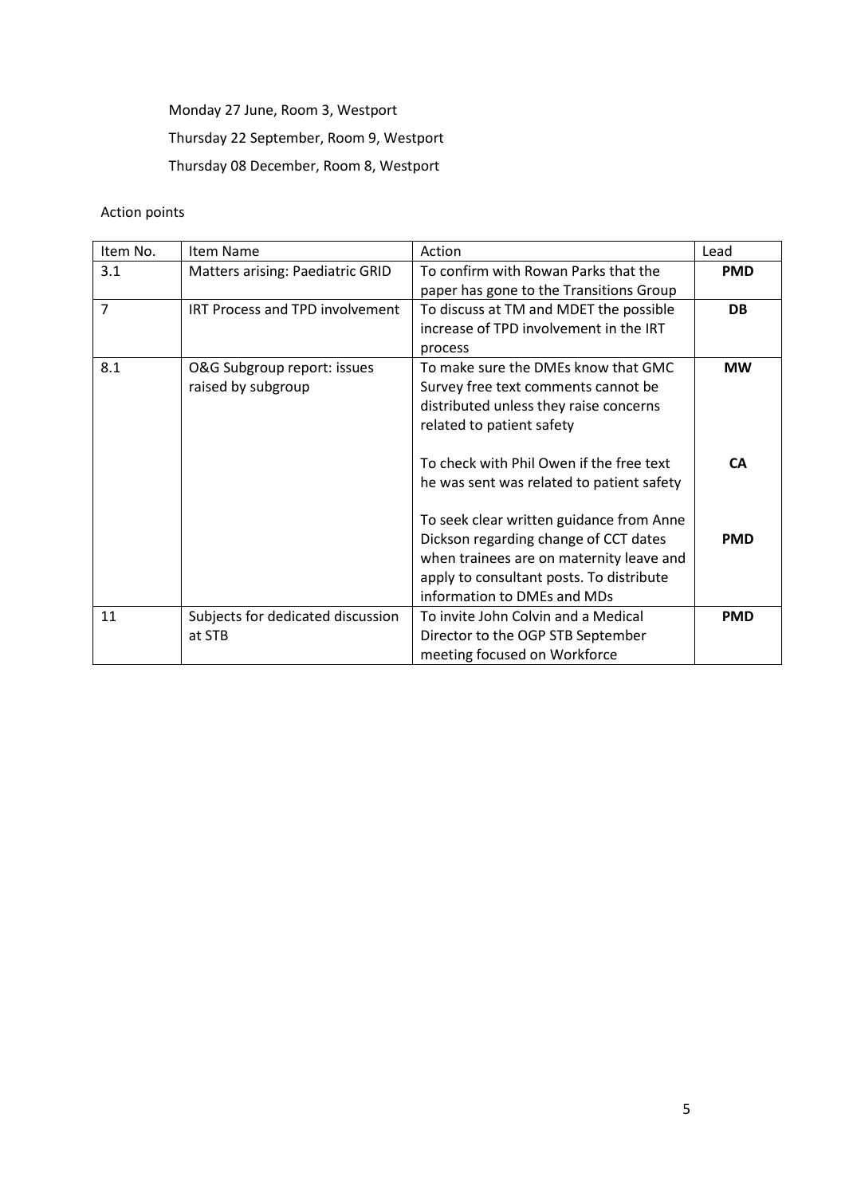Monday 27 June, Room 3, Westport

Thursday 22 September, Room 9, Westport

Thursday 08 December, Room 8, Westport

Action points

| Item No. | Item Name | Action | Lead |
|---|---|---|---|
| 3.1 | Matters arising: Paediatric GRID | To confirm with Rowan Parks that the paper has gone to the Transitions Group | **PMD** |
| 7 | IRT Process and TPD involvement | To discuss at TM and MDET the possible increase of TPD involvement in the IRT process | **DB** |
| 8.1 | O&G Subgroup report: issues raised by subgroup | To make sure the DMEs know that GMC Survey free text comments cannot be distributed unless they raise concerns related to patient safety | **MW** |
| | | To check with Phil Owen if the free text he was sent was related to patient safety | **CA** |
| | | To seek clear written guidance from Anne Dickson regarding change of CCT dates when trainees are on maternity leave and apply to consultant posts. To distribute information to DMEs and MDs | **PMD** |
| 11 | Subjects for dedicated discussion at STB | To invite John Colvin and a Medical Director to the OGP STB September meeting focused on Workforce | **PMD** |